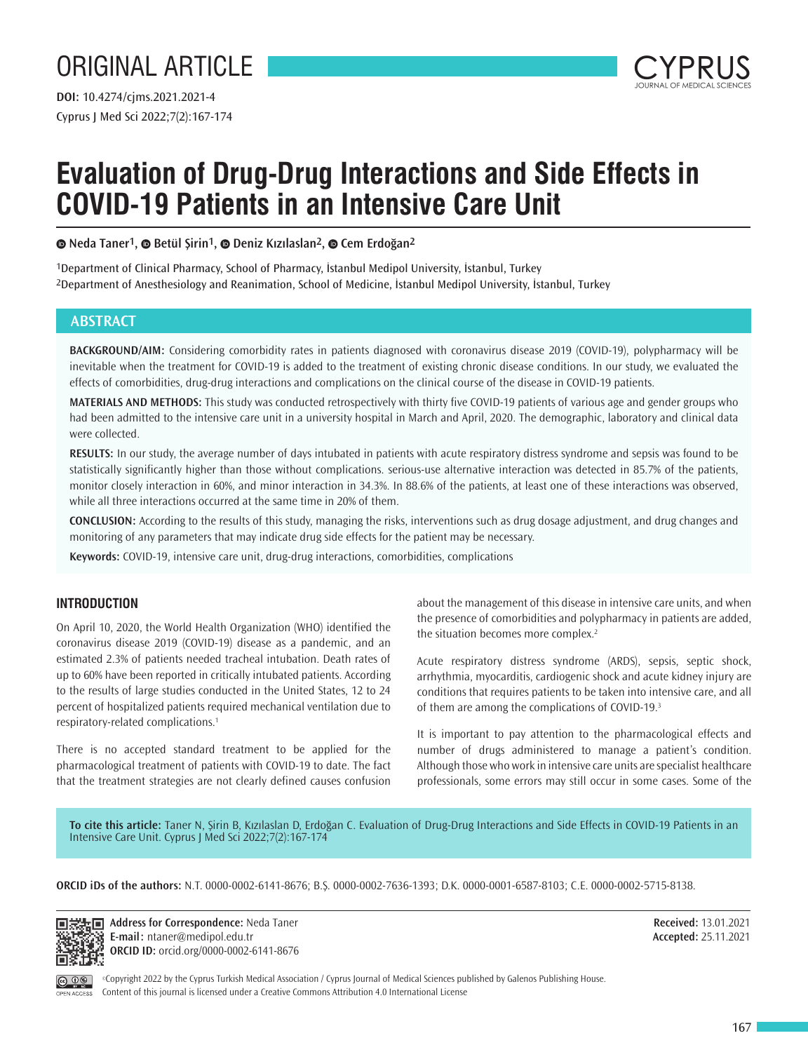ORIGINAL ARTICLE

DOI: 10.4274/cjms.2021.2021-4

# Evaluation of Drug-Drug Interactions and Side Effects in COVID-19 Patients in an Intensive Care Unit

Neda Taner[1], Betül Şirin[1], Deniz Kızılaslan[2], Cem Erdoğan[2]

[1]Department of Clinical Pharmacy, School of Pharmacy, İstanbul Medipol University, İstanbul, Turkey
[2]Department of Anesthesiology and Reanimation, School of Medicine, İstanbul Medipol University, İstanbul, Turkey

## ABSTRACT

**BACKGROUND/AIM:** Considering comorbidity rates in patients diagnosed with coronavirus disease 2019 (COVID-19), polypharmacy will be inevitable when the treatment for COVID-19 is added to the treatment of existing chronic disease conditions. In our study, we evaluated the effects of comorbidities, drug-drug interactions and complications on the clinical course of the disease in COVID-19 patients.

**MATERIALS AND METHODS:** This study was conducted retrospectively with thirty five COVID-19 patients of various age and gender groups who had been admitted to the intensive care unit in a university hospital in March and April, 2020. The demographic, laboratory and clinical data were collected.

**RESULTS:** In our study, the average number of days intubated in patients with acute respiratory distress syndrome and sepsis was found to be statistically significantly higher than those without complications. serious-use alternative interaction was detected in 85.7% of the patients, monitor closely interaction in 60%, and minor interaction in 34.3%. In 88.6% of the patients, at least one of these interactions was observed, while all three interactions occurred at the same time in 20% of them.

**CONCLUSION:** According to the results of this study, managing the risks, interventions such as drug dosage adjustment, and drug changes and monitoring of any parameters that may indicate drug side effects for the patient may be necessary.

**Keywords:** COVID-19, intensive care unit, drug-drug interactions, comorbidities, complications

## INTRODUCTION

On April 10, 2020, the World Health Organization (WHO) identified the coronavirus disease 2019 (COVID-19) disease as a pandemic, and an estimated 2.3% of patients needed tracheal intubation. Death rates of up to 60% have been reported in critically intubated patients. According to the results of large studies conducted in the United States, 12 to 24 percent of hospitalized patients required mechanical ventilation due to respiratory-related complications.[1]

There is no accepted standard treatment to be applied for the pharmacological treatment of patients with COVID-19 to date. The fact that the treatment strategies are not clearly defined causes confusion about the management of this disease in intensive care units, and when the presence of comorbidities and polypharmacy in patients are added, the situation becomes more complex.[2]

Acute respiratory distress syndrome (ARDS), sepsis, septic shock, arrhythmia, myocarditis, cardiogenic shock and acute kidney injury are conditions that requires patients to be taken into intensive care, and all of them are among the complications of COVID-19.[3]

It is important to pay attention to the pharmacological effects and number of drugs administered to manage a patient's condition. Although those who work in intensive care units are specialist healthcare professionals, some errors may still occur in some cases. Some of the

**To cite this article:** Taner N, Şirin B, Kızılaslan D, Erdoğan C. Evaluation of Drug-Drug Interactions and Side Effects in COVID-19 Patients in an Intensive Care Unit. Cyprus J Med Sci 2022;7(2):167-174

**ORCID iDs of the authors:** N.T. 0000-0002-6141-8676; B.Ş. 0000-0002-7636-1393; D.K. 0000-0001-6587-8103; C.E. 0000-0002-5715-8138.

**Address for Correspondence:** Neda Taner
**E-mail:** ntaner@medipol.edu.tr
**ORCID ID:** orcid.org/0000-0002-6141-8676

**Received:** 13.01.2021
**Accepted:** 25.11.2021

©Copyright 2022 by the Cyprus Turkish Medical Association / Cyprus Journal of Medical Sciences published by Galenos Publishing House.
Content of this journal is licensed under a Creative Commons Attribution 4.0 International License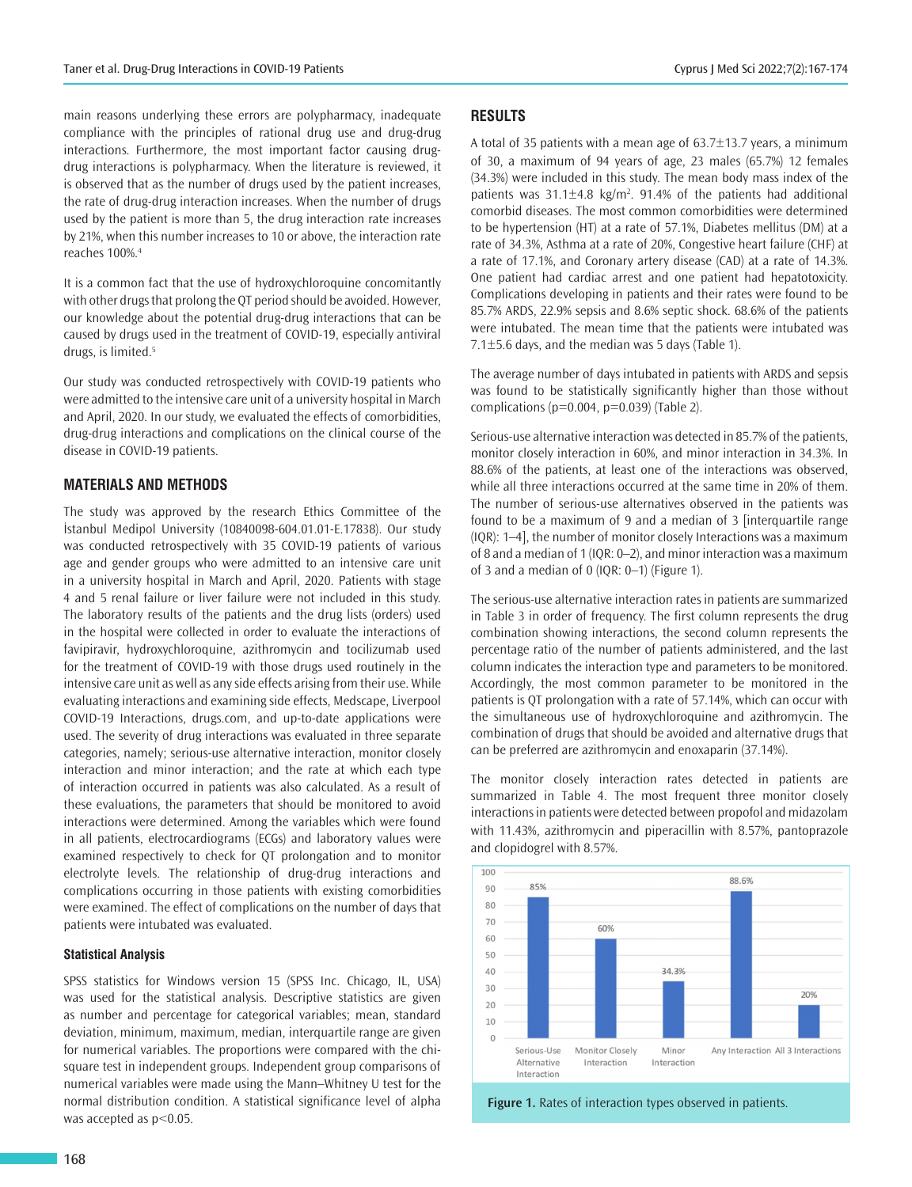main reasons underlying these errors are polypharmacy, inadequate compliance with the principles of rational drug use and drug-drug interactions. Furthermore, the most important factor causing drug-drug interactions is polypharmacy. When the literature is reviewed, it is observed that as the number of drugs used by the patient increases, the rate of drug-drug interaction increases. When the number of drugs used by the patient is more than 5, the drug interaction rate increases by 21%, when this number increases to 10 or above, the interaction rate reaches 100%.[4]

It is a common fact that the use of hydroxychloroquine concomitantly with other drugs that prolong the QT period should be avoided. However, our knowledge about the potential drug-drug interactions that can be caused by drugs used in the treatment of COVID-19, especially antiviral drugs, is limited.[5]

Our study was conducted retrospectively with COVID-19 patients who were admitted to the intensive care unit of a university hospital in March and April, 2020. In our study, we evaluated the effects of comorbidities, drug-drug interactions and complications on the clinical course of the disease in COVID-19 patients.

## MATERIALS AND METHODS

The study was approved by the research Ethics Committee of the İstanbul Medipol University (10840098-604.01.01-E.17838). Our study was conducted retrospectively with 35 COVID-19 patients of various age and gender groups who were admitted to an intensive care unit in a university hospital in March and April, 2020. Patients with stage 4 and 5 renal failure or liver failure were not included in this study. The laboratory results of the patients and the drug lists (orders) used in the hospital were collected in order to evaluate the interactions of favipiravir, hydroxychloroquine, azithromycin and tocilizumab used for the treatment of COVID-19 with those drugs used routinely in the intensive care unit as well as any side effects arising from their use. While evaluating interactions and examining side effects, Medscape, Liverpool COVID-19 Interactions, drugs.com, and up-to-date applications were used. The severity of drug interactions was evaluated in three separate categories, namely; serious-use alternative interaction, monitor closely interaction and minor interaction; and the rate at which each type of interaction occurred in patients was also calculated. As a result of these evaluations, the parameters that should be monitored to avoid interactions were determined. Among the variables which were found in all patients, electrocardiograms (ECGs) and laboratory values were examined respectively to check for QT prolongation and to monitor electrolyte levels. The relationship of drug-drug interactions and complications occurring in those patients with existing comorbidities were examined. The effect of complications on the number of days that patients were intubated was evaluated.

### Statistical Analysis

SPSS statistics for Windows version 15 (SPSS Inc. Chicago, IL, USA) was used for the statistical analysis. Descriptive statistics are given as number and percentage for categorical variables; mean, standard deviation, minimum, maximum, median, interquartile range are given for numerical variables. The proportions were compared with the chi-square test in independent groups. Independent group comparisons of numerical variables were made using the Mann–Whitney U test for the normal distribution condition. A statistical significance level of alpha was accepted as $p<0.05$.

## RESULTS

A total of 35 patients with a mean age of 63.7±13.7 years, a minimum of 30, a maximum of 94 years of age, 23 males (65.7%) 12 females (34.3%) were included in this study. The mean body mass index of the patients was 31.1±4.8 kg/m$^2$. 91.4% of the patients had additional comorbid diseases. The most common comorbidities were determined to be hypertension (HT) at a rate of 57.1%, Diabetes mellitus (DM) at a rate of 34.3%, Asthma at a rate of 20%, Congestive heart failure (CHF) at a rate of 17.1%, and Coronary artery disease (CAD) at a rate of 14.3%. One patient had cardiac arrest and one patient had hepatotoxicity. Complications developing in patients and their rates were found to be 85.7% ARDS, 22.9% sepsis and 8.6% septic shock. 68.6% of the patients were intubated. The mean time that the patients were intubated was 7.1±5.6 days, and the median was 5 days (Table 1).

The average number of days intubated in patients with ARDS and sepsis was found to be statistically significantly higher than those without complications ($p=0.004$, $p=0.039$) (Table 2).

Serious-use alternative interaction was detected in 85.7% of the patients, monitor closely interaction in 60%, and minor interaction in 34.3%. In 88.6% of the patients, at least one of the interactions was observed, while all three interactions occurred at the same time in 20% of them. The number of serious-use alternatives observed in the patients was found to be a maximum of 9 and a median of 3 [interquartile range (IQR): 1–4], the number of monitor closely Interactions was a maximum of 8 and a median of 1 (IQR: 0–2), and minor interaction was a maximum of 3 and a median of 0 (IQR: 0–1) (Figure 1).

The serious-use alternative interaction rates in patients are summarized in Table 3 in order of frequency. The first column represents the drug combination showing interactions, the second column represents the percentage ratio of the number of patients administered, and the last column indicates the interaction type and parameters to be monitored. Accordingly, the most common parameter to be monitored in the patients is QT prolongation with a rate of 57.14%, which can occur with the simultaneous use of hydroxychloroquine and azithromycin. The combination of drugs that should be avoided and alternative drugs that can be preferred are azithromycin and enoxaparin (37.14%).

The monitor closely interaction rates detected in patients are summarized in Table 4. The most frequent three monitor closely interactions in patients were detected between propofol and midazolam with 11.43%, azithromycin and piperacillin with 8.57%, pantoprazole and clopidogrel with 8.57%.

| Interaction type | Rate (%) |
|---|---|
| Serious-Use Alternative Interaction | 85% |
| Monitor Closely Interaction | 60% |
| Minor Interaction | 34.3% |
| Any Interaction | 88.6% |
| All 3 Interactions | 20% |

**Figure 1.** Rates of interaction types observed in patients.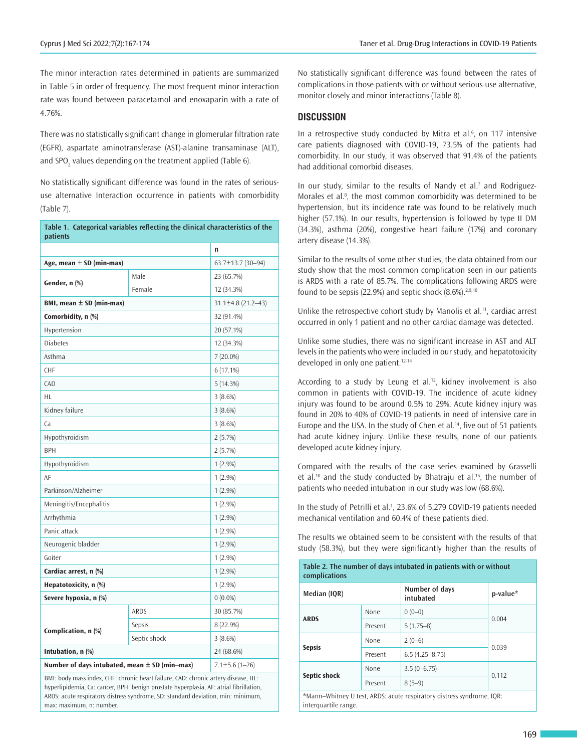The minor interaction rates determined in patients are summarized in Table 5 in order of frequency. The most frequent minor interaction rate was found between paracetamol and enoxaparin with a rate of 4.76%.

There was no statistically significant change in glomerular filtration rate (EGFR), aspartate aminotransferase (AST)-alanine transaminase (ALT), and $SPO_2$ values depending on the treatment applied (Table 6).

No statistically significant difference was found in the rates of serious-use alternative Interaction occurrence in patients with comorbidity (Table 7).

**Table 1. Categorical variables reflecting the clinical characteristics of the patients**

| | | n |
|---|---|---|
| **Age, mean ± SD (min-max)** | | 63.7±13.7 (30–94) |
| **Gender, n (%)** | Male | 23 (65.7%) |
| | Female | 12 (34.3%) |
| **BMI, mean ± SD (min-max)** | | 31.1±4.8 (21.2–43) |
| **Comorbidity, n (%)** | | 32 (91.4%) |
| Hypertension | | 20 (57.1%) |
| Diabetes | | 12 (34.3%) |
| Asthma | | 7 (20.0%) |
| CHF | | 6 (17.1%) |
| CAD | | 5 (14.3%) |
| HL | | 3 (8.6%) |
| Kidney failure | | 3 (8.6%) |
| Ca | | 3 (8.6%) |
| Hypothyroidism | | 2 (5.7%) |
| BPH | | 2 (5.7%) |
| Hypothyroidism | | 1 (2.9%) |
| AF | | 1 (2.9%) |
| Parkinson/Alzheimer | | 1 (2.9%) |
| Meningitis/Encephalitis | | 1 (2.9%) |
| Arrhythmia | | 1 (2.9%) |
| Panic attack | | 1 (2.9%) |
| Neurogenic bladder | | 1 (2.9%) |
| Goiter | | 1 (2.9%) |
| **Cardiac arrest, n (%)** | | 1 (2.9%) |
| **Hepatotoxicity, n (%)** | | 1 (2.9%) |
| **Severe hypoxia, n (%)** | | 0 (0.0%) |
| **Complication, n (%)** | ARDS | 30 (85.7%) |
| | Sepsis | 8 (22.9%) |
| | Septic shock | 3 (8.6%) |
| **Intubation, n (%)** | | 24 (68.6%) |
| **Number of days intubated, mean ± SD (min–max)** | | 7.1±5.6 (1–26) |

BMI: body mass index, CHF: chronic heart failure, CAD: chronic artery disease, HL: hyperlipidemia, Ca: cancer, BPH: benign prostate hyperplasia, AF: atrial fibrillation, ARDS: acute respiratory distress syndrome, SD: standard deviation, min: minimum, max: maximum, n: number.

No statistically significant difference was found between the rates of complications in those patients with or without serious-use alternative, monitor closely and minor interactions (Table 8).

## DISCUSSION

In a retrospective study conducted by Mitra et al.[6], on 117 intensive care patients diagnosed with COVID-19, 73.5% of the patients had comorbidity. In our study, it was observed that 91.4% of the patients had additional comorbid diseases.

In our study, similar to the results of Nandy et al.[7] and Rodriguez-Morales et al.[8], the most common comorbidity was determined to be hypertension, but its incidence rate was found to be relatively much higher (57.1%). In our results, hypertension is followed by type II DM (34.3%), asthma (20%), congestive heart failure (17%) and coronary artery disease (14.3%).

Similar to the results of some other studies, the data obtained from our study show that the most common complication seen in our patients is ARDS with a rate of 85.7%. The complications following ARDS were found to be sepsis (22.9%) and septic shock (8.6%).[2,9,10]

Unlike the retrospective cohort study by Manolis et al.[11], cardiac arrest occurred in only 1 patient and no other cardiac damage was detected.

Unlike some studies, there was no significant increase in AST and ALT levels in the patients who were included in our study, and hepatotoxicity developed in only one patient.[12-14]

According to a study by Leung et al.[12], kidney involvement is also common in patients with COVID-19. The incidence of acute kidney injury was found to be around 0.5% to 29%. Acute kidney injury was found in 20% to 40% of COVID-19 patients in need of intensive care in Europe and the USA. In the study of Chen et al.[14], five out of 51 patients had acute kidney injury. Unlike these results, none of our patients developed acute kidney injury.

Compared with the results of the case series examined by Grasselli et al.[10] and the study conducted by Bhatraju et al.[15], the number of patients who needed intubation in our study was low (68.6%).

In the study of Petrilli et al.[1], 23.6% of 5,279 COVID-19 patients needed mechanical ventilation and 60.4% of these patients died.

The results we obtained seem to be consistent with the results of that study (58.3%), but they were significantly higher than the results of

**Table 2. The number of days intubated in patients with or without complications**

| Median (IQR) | | Number of days intubated | p-value* |
|---|---|---|---|
| **ARDS** | None | 0 (0–0) | 0.004 |
| | Present | 5 (1.75–8) | |
| **Sepsis** | None | 2 (0–6) | 0.039 |
| | Present | 6.5 (4.25–8.75) | |
| **Septic shock** | None | 3.5 (0–6.75) | 0.112 |
| | Present | 8 (5–9) | |

*Mann–Whitney U test, ARDS: acute respiratory distress syndrome, IQR: interquartile range.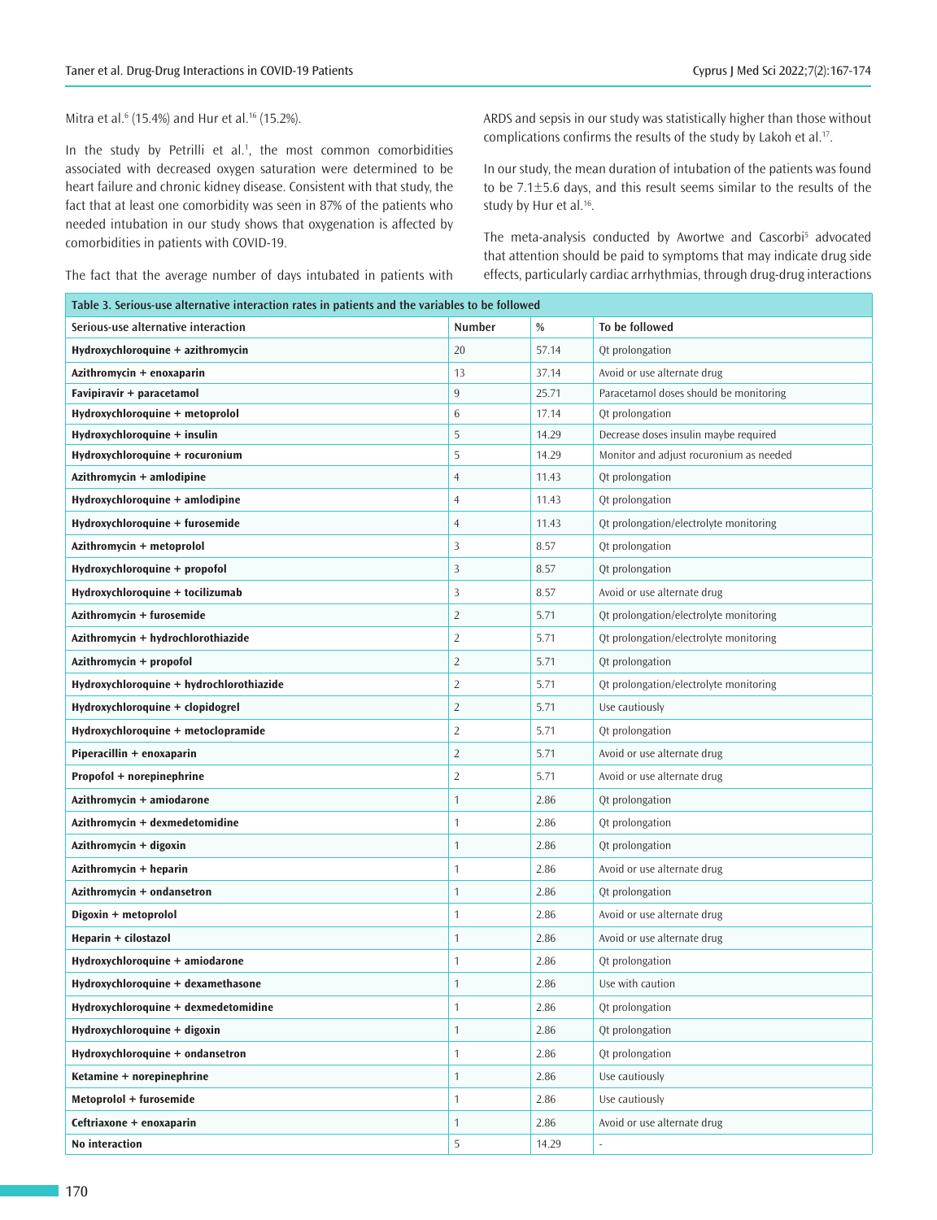Mitra et al.[6] (15.4%) and Hur et al.[16] (15.2%).

In the study by Petrilli et al.[1], the most common comorbidities associated with decreased oxygen saturation were determined to be heart failure and chronic kidney disease. Consistent with that study, the fact that at least one comorbidity was seen in 87% of the patients who needed intubation in our study shows that oxygenation is affected by comorbidities in patients with COVID-19.

The fact that the average number of days intubated in patients with ARDS and sepsis in our study was statistically higher than those without complications confirms the results of the study by Lakoh et al.[17].

In our study, the mean duration of intubation of the patients was found to be 7.1±5.6 days, and this result seems similar to the results of the study by Hur et al.[16].

The meta-analysis conducted by Awortwe and Cascorbi[5] advocated that attention should be paid to symptoms that may indicate drug side effects, particularly cardiac arrhythmias, through drug-drug interactions

**Table 3. Serious-use alternative interaction rates in patients and the variables to be followed**

| Serious-use alternative interaction | Number | % | To be followed |
|---|---|---|---|
| **Hydroxychloroquine + azithromycin** | 20 | 57.14 | Qt prolongation |
| **Azithromycin + enoxaparin** | 13 | 37.14 | Avoid or use alternate drug |
| **Favipiravir + paracetamol** | 9 | 25.71 | Paracetamol doses should be monitoring |
| **Hydroxychloroquine + metoprolol** | 6 | 17.14 | Qt prolongation |
| **Hydroxychloroquine + insulin** | 5 | 14.29 | Decrease doses insulin maybe required |
| **Hydroxychloroquine + rocuronium** | 5 | 14.29 | Monitor and adjust rocuronium as needed |
| **Azithromycin + amlodipine** | 4 | 11.43 | Qt prolongation |
| **Hydroxychloroquine + amlodipine** | 4 | 11.43 | Qt prolongation |
| **Hydroxychloroquine + furosemide** | 4 | 11.43 | Qt prolongation/electrolyte monitoring |
| **Azithromycin + metoprolol** | 3 | 8.57 | Qt prolongation |
| **Hydroxychloroquine + propofol** | 3 | 8.57 | Qt prolongation |
| **Hydroxychloroquine + tocilizumab** | 3 | 8.57 | Avoid or use alternate drug |
| **Azithromycin + furosemide** | 2 | 5.71 | Qt prolongation/electrolyte monitoring |
| **Azithromycin + hydrochlorothiazide** | 2 | 5.71 | Qt prolongation/electrolyte monitoring |
| **Azithromycin + propofol** | 2 | 5.71 | Qt prolongation |
| **Hydroxychloroquine + hydrochlorothiazide** | 2 | 5.71 | Qt prolongation/electrolyte monitoring |
| **Hydroxychloroquine + clopidogrel** | 2 | 5.71 | Use cautiously |
| **Hydroxychloroquine + metoclopramide** | 2 | 5.71 | Qt prolongation |
| **Piperacillin + enoxaparin** | 2 | 5.71 | Avoid or use alternate drug |
| **Propofol + norepinephrine** | 2 | 5.71 | Avoid or use alternate drug |
| **Azithromycin + amiodarone** | 1 | 2.86 | Qt prolongation |
| **Azithromycin + dexmedetomidine** | 1 | 2.86 | Qt prolongation |
| **Azithromycin + digoxin** | 1 | 2.86 | Qt prolongation |
| **Azithromycin + heparin** | 1 | 2.86 | Avoid or use alternate drug |
| **Azithromycin + ondansetron** | 1 | 2.86 | Qt prolongation |
| **Digoxin + metoprolol** | 1 | 2.86 | Avoid or use alternate drug |
| **Heparin + cilostazol** | 1 | 2.86 | Avoid or use alternate drug |
| **Hydroxychloroquine + amiodarone** | 1 | 2.86 | Qt prolongation |
| **Hydroxychloroquine + dexamethasone** | 1 | 2.86 | Use with caution |
| **Hydroxychloroquine + dexmedetomidine** | 1 | 2.86 | Qt prolongation |
| **Hydroxychloroquine + digoxin** | 1 | 2.86 | Qt prolongation |
| **Hydroxychloroquine + ondansetron** | 1 | 2.86 | Qt prolongation |
| **Ketamine + norepinephrine** | 1 | 2.86 | Use cautiously |
| **Metoprolol + furosemide** | 1 | 2.86 | Use cautiously |
| **Ceftriaxone + enoxaparin** | 1 | 2.86 | Avoid or use alternate drug |
| **No interaction** | 5 | 14.29 | - |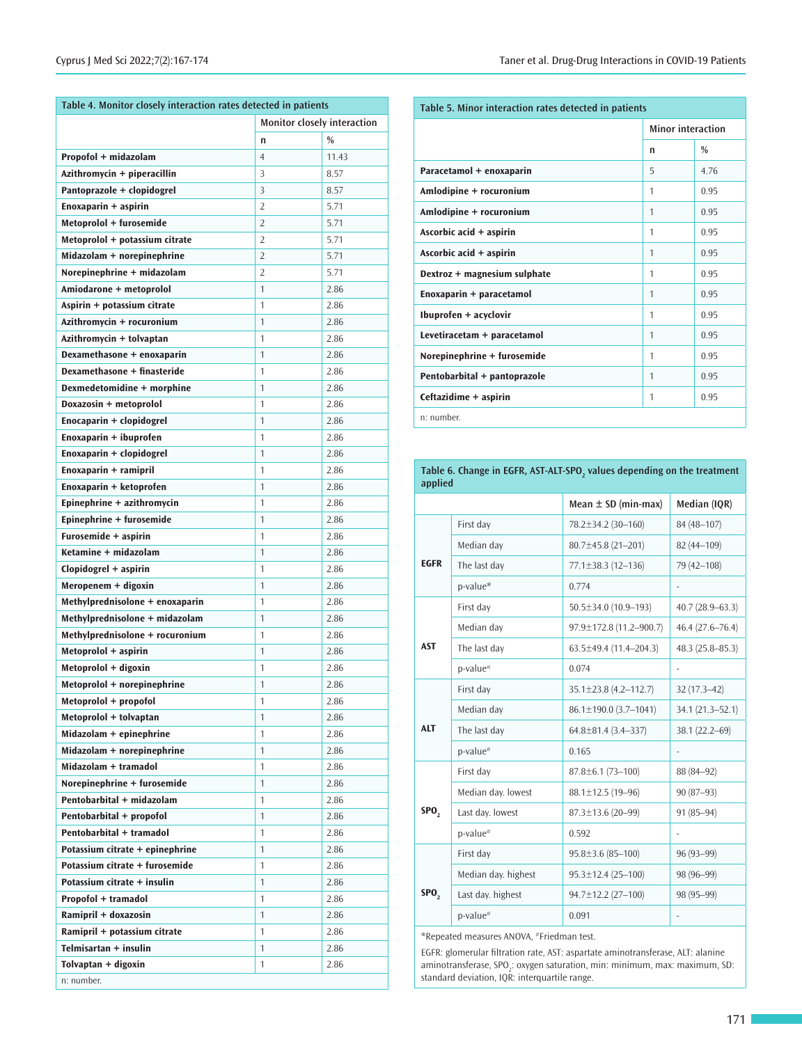| Table 4. Monitor closely interaction rates detected in patients | | |
|---|---|---|
| | Monitor closely interaction | |
| | n | % |
| **Propofol + midazolam** | 4 | 11.43 |
| **Azithromycin + piperacillin** | 3 | 8.57 |
| **Pantoprazole + clopidogrel** | 3 | 8.57 |
| **Enoxaparin + aspirin** | 2 | 5.71 |
| **Metoprolol + furosemide** | 2 | 5.71 |
| **Metoprolol + potassium citrate** | 2 | 5.71 |
| **Midazolam + norepinephrine** | 2 | 5.71 |
| **Norepinephrine + midazolam** | 2 | 5.71 |
| **Amiodarone + metoprolol** | 1 | 2.86 |
| **Aspirin + potassium citrate** | 1 | 2.86 |
| **Azithromycin + rocuronium** | 1 | 2.86 |
| **Azithromycin + tolvaptan** | 1 | 2.86 |
| **Dexamethasone + enoxaparin** | 1 | 2.86 |
| **Dexamethasone + finasteride** | 1 | 2.86 |
| **Dexmedetomidine + morphine** | 1 | 2.86 |
| **Doxazosin + metoprolol** | 1 | 2.86 |
| **Enocaparin + clopidogrel** | 1 | 2.86 |
| **Enoxaparin + ibuprofen** | 1 | 2.86 |
| **Enoxaparin + clopidogrel** | 1 | 2.86 |
| **Enoxaparin + ramipril** | 1 | 2.86 |
| **Enoxaparin + ketoprofen** | 1 | 2.86 |
| **Epinephrine + azithromycin** | 1 | 2.86 |
| **Epinephrine + furosemide** | 1 | 2.86 |
| **Furosemide + aspirin** | 1 | 2.86 |
| **Ketamine + midazolam** | 1 | 2.86 |
| **Clopidogrel + aspirin** | 1 | 2.86 |
| **Meropenem + digoxin** | 1 | 2.86 |
| **Methylprednisolone + enoxaparin** | 1 | 2.86 |
| **Methylprednisolone + midazolam** | 1 | 2.86 |
| **Methylprednisolone + rocuronium** | 1 | 2.86 |
| **Metoprolol + aspirin** | 1 | 2.86 |
| **Metoprolol + digoxin** | 1 | 2.86 |
| **Metoprolol + norepinephrine** | 1 | 2.86 |
| **Metoprolol + propofol** | 1 | 2.86 |
| **Metoprolol + tolvaptan** | 1 | 2.86 |
| **Midazolam + epinephrine** | 1 | 2.86 |
| **Midazolam + norepinephrine** | 1 | 2.86 |
| **Midazolam + tramadol** | 1 | 2.86 |
| **Norepinephrine + furosemide** | 1 | 2.86 |
| **Pentobarbital + midazolam** | 1 | 2.86 |
| **Pentobarbital + propofol** | 1 | 2.86 |
| **Pentobarbital + tramadol** | 1 | 2.86 |
| **Potassium citrate + epinephrine** | 1 | 2.86 |
| **Potassium citrate + furosemide** | 1 | 2.86 |
| **Potassium citrate + insulin** | 1 | 2.86 |
| **Propofol + tramadol** | 1 | 2.86 |
| **Ramipril + doxazosin** | 1 | 2.86 |
| **Ramipril + potassium citrate** | 1 | 2.86 |
| **Telmisartan + insulin** | 1 | 2.86 |
| **Tolvaptan + digoxin** | 1 | 2.86 |

n: number.

| Table 5. Minor interaction rates detected in patients | | |
|---|---|---|
| | Minor interaction | |
| | n | % |
| **Paracetamol + enoxaparin** | 5 | 4.76 |
| **Amlodipine + rocuronium** | 1 | 0.95 |
| **Amlodipine + rocuronium** | 1 | 0.95 |
| **Ascorbic acid + aspirin** | 1 | 0.95 |
| **Ascorbic acid + aspirin** | 1 | 0.95 |
| **Dextroz + magnesium sulphate** | 1 | 0.95 |
| **Enoxaparin + paracetamol** | 1 | 0.95 |
| **Ibuprofen + acyclovir** | 1 | 0.95 |
| **Levetiracetam + paracetamol** | 1 | 0.95 |
| **Norepinephrine + furosemide** | 1 | 0.95 |
| **Pentobarbital + pantoprazole** | 1 | 0.95 |
| **Ceftazidime + aspirin** | 1 | 0.95 |

n: number.

| Table 6. Change in EGFR, AST-ALT-$SPO_2$ values depending on the treatment applied | | | |
|---|---|---|---|
| | | Mean ± SD (min-max) | Median (IQR) |
| **EGFR** | First day | 78.2±34.2 (30–160) | 84 (48–107) |
| | Median day | 80.7±45.8 (21–201) | 82 (44–109) |
| | The last day | 77.1±38.3 (12–136) | 79 (42–108) |
| | p-value* | 0.774 | - |
| **AST** | First day | 50.5±34.0 (10.9–193) | 40.7 (28.9–63.3) |
| | Median day | 97.9±172.8 (11.2–900.7) | 46.4 (27.6–76.4) |
| | The last day | 63.5±49.4 (11.4–204.3) | 48.3 (25.8–85.3) |
| | p-value# | 0.074 | - |
| **ALT** | First day | 35.1±23.8 (4.2–112.7) | 32 (17.3–42) |
| | Median day | 86.1±190.0 (3.7–1041) | 34.1 (21.3–52.1) |
| | The last day | 64.8±81.4 (3.4–337) | 38.1 (22.2–69) |
| | p-value# | 0.165 | - |
| **$SPO_2$** | First day | 87.8±6.1 (73–100) | 88 (84–92) |
| | Median day. lowest | 88.1±12.5 (19–96) | 90 (87–93) |
| | Last day. lowest | 87.3±13.6 (20–99) | 91 (85–94) |
| | p-value# | 0.592 | - |
| **$SPO_2$** | First day | 95.8±3.6 (85–100) | 96 (93–99) |
| | Median day. highest | 95.3±12.4 (25–100) | 98 (96–99) |
| | Last day. highest | 94.7±12.2 (27–100) | 98 (95–99) |
| | p-value# | 0.091 | - |

*Repeated measures ANOVA, #Friedman test.

EGFR: glomerular filtration rate, AST: aspartate aminotransferase, ALT: alanine aminotransferase, $SPO_2$: oxygen saturation, min: minimum, max: maximum, SD: standard deviation, IQR: interquartile range.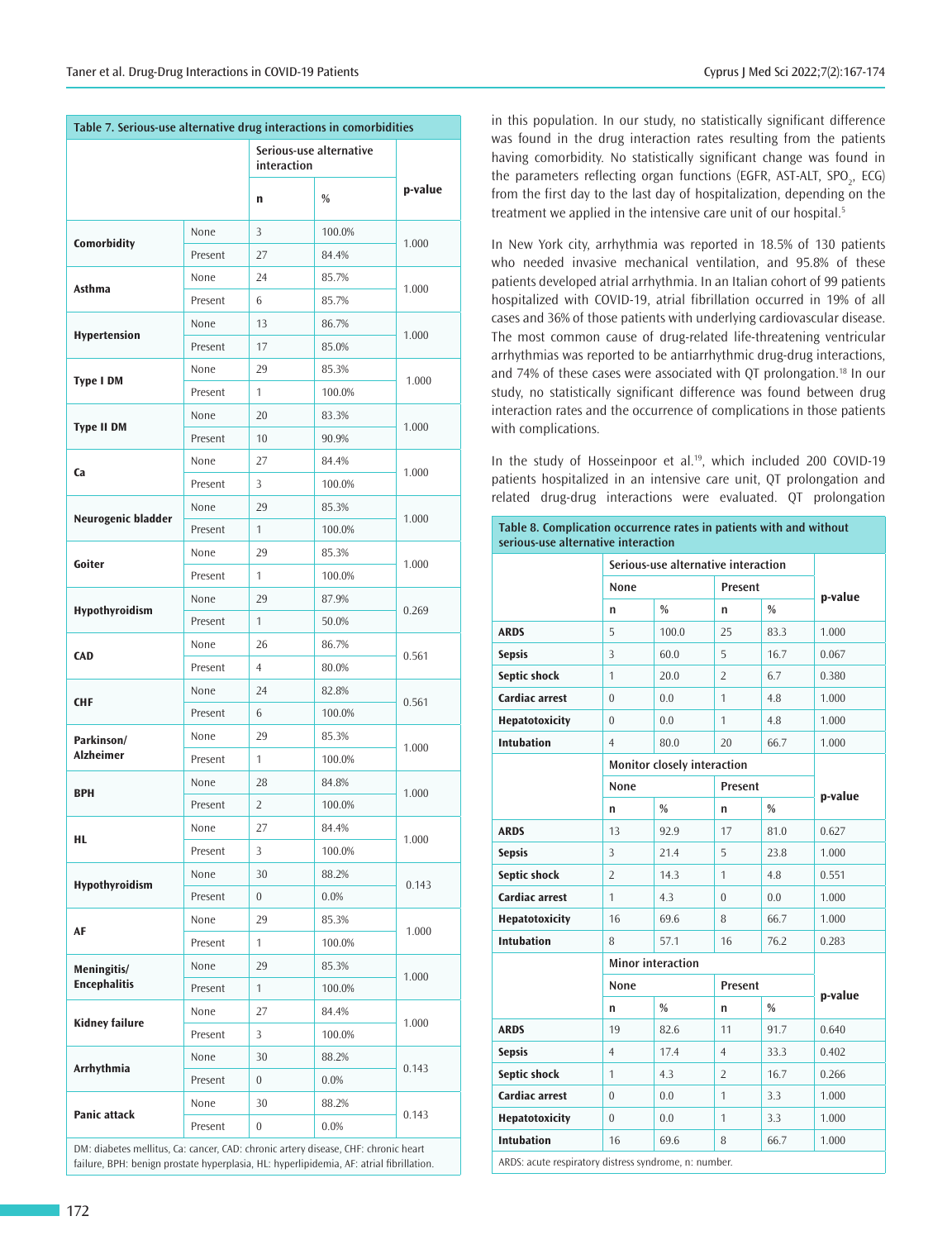**Table 7. Serious-use alternative drug interactions in comorbidities**

| | | Serious-use alternative interaction | | p-value |
|---|---|---|---|---|
| | | n | % | |
| Comorbidity | None | 3 | 100.0% | 1.000 |
| | Present | 27 | 84.4% | |
| Asthma | None | 24 | 85.7% | 1.000 |
| | Present | 6 | 85.7% | |
| Hypertension | None | 13 | 86.7% | 1.000 |
| | Present | 17 | 85.0% | |
| Type I DM | None | 29 | 85.3% | 1.000 |
| | Present | 1 | 100.0% | |
| Type II DM | None | 20 | 83.3% | 1.000 |
| | Present | 10 | 90.9% | |
| Ca | None | 27 | 84.4% | 1.000 |
| | Present | 3 | 100.0% | |
| Neurogenic bladder | None | 29 | 85.3% | 1.000 |
| | Present | 1 | 100.0% | |
| Goiter | None | 29 | 85.3% | 1.000 |
| | Present | 1 | 100.0% | |
| Hypothyroidism | None | 29 | 87.9% | 0.269 |
| | Present | 1 | 50.0% | |
| CAD | None | 26 | 86.7% | 0.561 |
| | Present | 4 | 80.0% | |
| CHF | None | 24 | 82.8% | 0.561 |
| | Present | 6 | 100.0% | |
| Parkinson/ Alzheimer | None | 29 | 85.3% | 1.000 |
| | Present | 1 | 100.0% | |
| BPH | None | 28 | 84.8% | 1.000 |
| | Present | 2 | 100.0% | |
| HL | None | 27 | 84.4% | 1.000 |
| | Present | 3 | 100.0% | |
| Hypothyroidism | None | 30 | 88.2% | 0.143 |
| | Present | 0 | 0.0% | |
| AF | None | 29 | 85.3% | 1.000 |
| | Present | 1 | 100.0% | |
| Meningitis/ Encephalitis | None | 29 | 85.3% | 1.000 |
| | Present | 1 | 100.0% | |
| Kidney failure | None | 27 | 84.4% | 1.000 |
| | Present | 3 | 100.0% | |
| Arrhythmia | None | 30 | 88.2% | 0.143 |
| | Present | 0 | 0.0% | |
| Panic attack | None | 30 | 88.2% | 0.143 |
| | Present | 0 | 0.0% | |

DM: diabetes mellitus, Ca: cancer, CAD: chronic artery disease, CHF: chronic heart failure, BPH: benign prostate hyperplasia, HL: hyperlipidemia, AF: atrial fibrillation.

in this population. In our study, no statistically significant difference was found in the drug interaction rates resulting from the patients having comorbidity. No statistically significant change was found in the parameters reflecting organ functions (EGFR, AST-ALT, $SPO_2$, ECG) from the first day to the last day of hospitalization, depending on the treatment we applied in the intensive care unit of our hospital.[5]

In New York city, arrhythmia was reported in 18.5% of 130 patients who needed invasive mechanical ventilation, and 95.8% of these patients developed atrial arrhythmia. In an Italian cohort of 99 patients hospitalized with COVID-19, atrial fibrillation occurred in 19% of all cases and 36% of those patients with underlying cardiovascular disease. The most common cause of drug-related life-threatening ventricular arrhythmias was reported to be antiarrhythmic drug-drug interactions, and 74% of these cases were associated with QT prolongation.[18] In our study, no statistically significant difference was found between drug interaction rates and the occurrence of complications in those patients with complications.

In the study of Hosseinpoor et al.[19], which included 200 COVID-19 patients hospitalized in an intensive care unit, QT prolongation and related drug-drug interactions were evaluated. QT prolongation

**Table 8. Complication occurrence rates in patients with and without serious-use alternative interaction**

| | Serious-use alternative interaction | | | | p-value |
|---|---|---|---|---|---|
| | None | | Present | | |
| | n | % | n | % | |
| ARDS | 5 | 100.0 | 25 | 83.3 | 1.000 |
| Sepsis | 3 | 60.0 | 5 | 16.7 | 0.067 |
| Septic shock | 1 | 20.0 | 2 | 6.7 | 0.380 |
| Cardiac arrest | 0 | 0.0 | 1 | 4.8 | 1.000 |
| Hepatotoxicity | 0 | 0.0 | 1 | 4.8 | 1.000 |
| Intubation | 4 | 80.0 | 20 | 66.7 | 1.000 |
| | Monitor closely interaction | | | | p-value |
| | None | | Present | | |
| | n | % | n | % | |
| ARDS | 13 | 92.9 | 17 | 81.0 | 0.627 |
| Sepsis | 3 | 21.4 | 5 | 23.8 | 1.000 |
| Septic shock | 2 | 14.3 | 1 | 4.8 | 0.551 |
| Cardiac arrest | 1 | 4.3 | 0 | 0.0 | 1.000 |
| Hepatotoxicity | 16 | 69.6 | 8 | 66.7 | 1.000 |
| Intubation | 8 | 57.1 | 16 | 76.2 | 0.283 |
| | Minor interaction | | | | p-value |
| | None | | Present | | |
| | n | % | n | % | |
| ARDS | 19 | 82.6 | 11 | 91.7 | 0.640 |
| Sepsis | 4 | 17.4 | 4 | 33.3 | 0.402 |
| Septic shock | 1 | 4.3 | 2 | 16.7 | 0.266 |
| Cardiac arrest | 0 | 0.0 | 1 | 3.3 | 1.000 |
| Hepatotoxicity | 0 | 0.0 | 1 | 3.3 | 1.000 |
| Intubation | 16 | 69.6 | 8 | 66.7 | 1.000 |

ARDS: acute respiratory distress syndrome, n: number.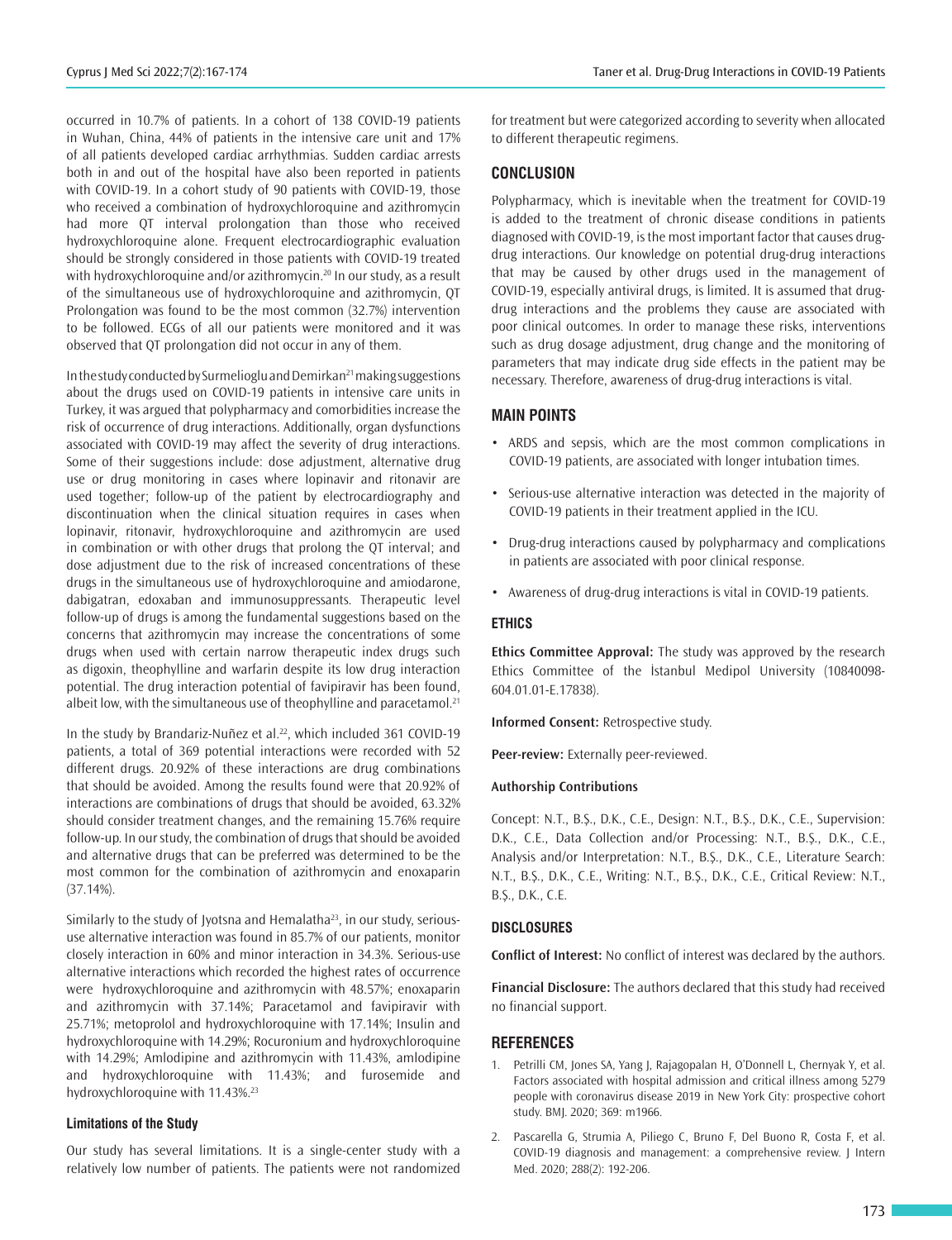occurred in 10.7% of patients. In a cohort of 138 COVID-19 patients in Wuhan, China, 44% of patients in the intensive care unit and 17% of all patients developed cardiac arrhythmias. Sudden cardiac arrests both in and out of the hospital have also been reported in patients with COVID-19. In a cohort study of 90 patients with COVID-19, those who received a combination of hydroxychloroquine and azithromycin had more QT interval prolongation than those who received hydroxychloroquine alone. Frequent electrocardiographic evaluation should be strongly considered in those patients with COVID-19 treated with hydroxychloroquine and/or azithromycin.[20] In our study, as a result of the simultaneous use of hydroxychloroquine and azithromycin, QT Prolongation was found to be the most common (32.7%) intervention to be followed. ECGs of all our patients were monitored and it was observed that QT prolongation did not occur in any of them.

In the study conducted by Surmelioglu and Demirkan[21] making suggestions about the drugs used on COVID-19 patients in intensive care units in Turkey, it was argued that polypharmacy and comorbidities increase the risk of occurrence of drug interactions. Additionally, organ dysfunctions associated with COVID-19 may affect the severity of drug interactions. Some of their suggestions include: dose adjustment, alternative drug use or drug monitoring in cases where lopinavir and ritonavir are used together; follow-up of the patient by electrocardiography and discontinuation when the clinical situation requires in cases when lopinavir, ritonavir, hydroxychloroquine and azithromycin are used in combination or with other drugs that prolong the QT interval; and dose adjustment due to the risk of increased concentrations of these drugs in the simultaneous use of hydroxychloroquine and amiodarone, dabigatran, edoxaban and immunosuppressants. Therapeutic level follow-up of drugs is among the fundamental suggestions based on the concerns that azithromycin may increase the concentrations of some drugs when used with certain narrow therapeutic index drugs such as digoxin, theophylline and warfarin despite its low drug interaction potential. The drug interaction potential of favipiravir has been found, albeit low, with the simultaneous use of theophylline and paracetamol.[21]

In the study by Brandariz-Nuñez et al.[22], which included 361 COVID-19 patients, a total of 369 potential interactions were recorded with 52 different drugs. 20.92% of these interactions are drug combinations that should be avoided. Among the results found were that 20.92% of interactions are combinations of drugs that should be avoided, 63.32% should consider treatment changes, and the remaining 15.76% require follow-up. In our study, the combination of drugs that should be avoided and alternative drugs that can be preferred was determined to be the most common for the combination of azithromycin and enoxaparin (37.14%).

Similarly to the study of Jyotsna and Hemalatha[23], in our study, serious-use alternative interaction was found in 85.7% of our patients, monitor closely interaction in 60% and minor interaction in 34.3%. Serious-use alternative interactions which recorded the highest rates of occurrence were hydroxychloroquine and azithromycin with 48.57%; enoxaparin and azithromycin with 37.14%; Paracetamol and favipiravir with 25.71%; metoprolol and hydroxychloroquine with 17.14%; Insulin and hydroxychloroquine with 14.29%; Rocuronium and hydroxychloroquine with 14.29%; Amlodipine and azithromycin with 11.43%, amlodipine and hydroxychloroquine with 11.43%; and furosemide and hydroxychloroquine with 11.43%.[23]

### Limitations of the Study

Our study has several limitations. It is a single-center study with a relatively low number of patients. The patients were not randomized for treatment but were categorized according to severity when allocated to different therapeutic regimens.

## CONCLUSION

Polypharmacy, which is inevitable when the treatment for COVID-19 is added to the treatment of chronic disease conditions in patients diagnosed with COVID-19, is the most important factor that causes drug-drug interactions. Our knowledge on potential drug-drug interactions that may be caused by other drugs used in the management of COVID-19, especially antiviral drugs, is limited. It is assumed that drug-drug interactions and the problems they cause are associated with poor clinical outcomes. In order to manage these risks, interventions such as drug dosage adjustment, drug change and the monitoring of parameters that may indicate drug side effects in the patient may be necessary. Therefore, awareness of drug-drug interactions is vital.

## MAIN POINTS

- ARDS and sepsis, which are the most common complications in COVID-19 patients, are associated with longer intubation times.
- Serious-use alternative interaction was detected in the majority of COVID-19 patients in their treatment applied in the ICU.
- Drug-drug interactions caused by polypharmacy and complications in patients are associated with poor clinical response.
- Awareness of drug-drug interactions is vital in COVID-19 patients.

## ETHICS

**Ethics Committee Approval:** The study was approved by the research Ethics Committee of the İstanbul Medipol University (10840098-604.01.01-E.17838).

**Informed Consent:** Retrospective study.

**Peer-review:** Externally peer-reviewed.

### Authorship Contributions

Concept: N.T., B.Ş., D.K., C.E., Design: N.T., B.Ş., D.K., C.E., Supervision: D.K., C.E., Data Collection and/or Processing: N.T., B.Ş., D.K., C.E., Analysis and/or Interpretation: N.T., B.Ş., D.K., C.E., Literature Search: N.T., B.Ş., D.K., C.E., Writing: N.T., B.Ş., D.K., C.E., Critical Review: N.T., B.Ş., D.K., C.E.

## DISCLOSURES

**Conflict of Interest:** No conflict of interest was declared by the authors.

**Financial Disclosure:** The authors declared that this study had received no financial support.

## REFERENCES

1. Petrilli CM, Jones SA, Yang J, Rajagopalan H, O'Donnell L, Chernyak Y, et al. Factors associated with hospital admission and critical illness among 5279 people with coronavirus disease 2019 in New York City: prospective cohort study. BMJ. 2020; 369: m1966.
2. Pascarella G, Strumia A, Piliego C, Bruno F, Del Buono R, Costa F, et al. COVID-19 diagnosis and management: a comprehensive review. J Intern Med. 2020; 288(2): 192-206.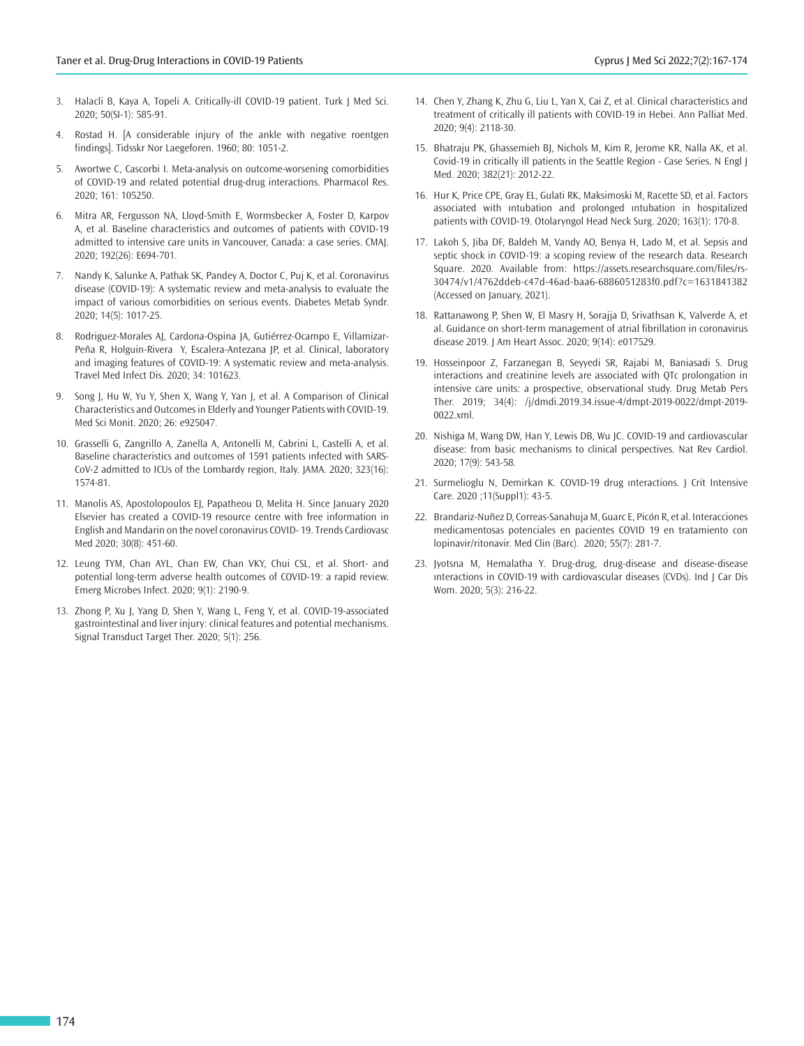3. Halacli B, Kaya A, Topeli A. Critically-ill COVID-19 patient. Turk J Med Sci. 2020; 50(SI-1): 585-91.

4. Rostad H. [A considerable injury of the ankle with negative roentgen findings]. Tidsskr Nor Laegeforen. 1960; 80: 1051-2.

5. Awortwe C, Cascorbi I. Meta-analysis on outcome-worsening comorbidities of COVID-19 and related potential drug-drug interactions. Pharmacol Res. 2020; 161: 105250.

6. Mitra AR, Fergusson NA, Lloyd-Smith E, Wormsbecker A, Foster D, Karpov A, et al. Baseline characteristics and outcomes of patients with COVID-19 admitted to intensive care units in Vancouver, Canada: a case series. CMAJ. 2020; 192(26): E694-701.

7. Nandy K, Salunke A, Pathak SK, Pandey A, Doctor C, Puj K, et al. Coronavirus disease (COVID-19): A systematic review and meta-analysis to evaluate the impact of various comorbidities on serious events. Diabetes Metab Syndr. 2020; 14(5): 1017-25.

8. Rodriguez-Morales AJ, Cardona-Ospina JA, Gutiérrez-Ocampo E, Villamizar-Peña R, Holguin-Rivera Y, Escalera-Antezana JP, et al. Clinical, laboratory and imaging features of COVID-19: A systematic review and meta-analysis. Travel Med Infect Dis. 2020; 34: 101623.

9. Song J, Hu W, Yu Y, Shen X, Wang Y, Yan J, et al. A Comparison of Clinical Characteristics and Outcomes in Elderly and Younger Patients with COVID-19. Med Sci Monit. 2020; 26: e925047.

10. Grasselli G, Zangrillo A, Zanella A, Antonelli M, Cabrini L, Castelli A, et al. Baseline characteristics and outcomes of 1591 patients ınfected with SARS-CoV-2 admitted to ICUs of the Lombardy region, Italy. JAMA. 2020; 323(16): 1574-81.

11. Manolis AS, Apostolopoulos EJ, Papatheou D, Melita H. Since January 2020 Elsevier has created a COVID-19 resource centre with free information in English and Mandarin on the novel coronavirus COVID- 19. Trends Cardiovasc Med 2020; 30(8): 451-60.

12. Leung TYM, Chan AYL, Chan EW, Chan VKY, Chui CSL, et al. Short- and potential long-term adverse health outcomes of COVID-19: a rapid review. Emerg Microbes Infect. 2020; 9(1): 2190-9.

13. Zhong P, Xu J, Yang D, Shen Y, Wang L, Feng Y, et al. COVID-19-associated gastrointestinal and liver injury: clinical features and potential mechanisms. Signal Transduct Target Ther. 2020; 5(1): 256.

14. Chen Y, Zhang K, Zhu G, Liu L, Yan X, Cai Z, et al. Clinical characteristics and treatment of critically ill patients with COVID-19 in Hebei. Ann Palliat Med. 2020; 9(4): 2118-30.

15. Bhatraju PK, Ghassemieh BJ, Nichols M, Kim R, Jerome KR, Nalla AK, et al. Covid-19 in critically ill patients in the Seattle Region - Case Series. N Engl J Med. 2020; 382(21): 2012-22.

16. Hur K, Price CPE, Gray EL, Gulati RK, Maksimoski M, Racette SD, et al. Factors associated with ıntubation and prolonged ıntubation in hospitalized patients with COVID-19. Otolaryngol Head Neck Surg. 2020; 163(1): 170-8.

17. Lakoh S, Jiba DF, Baldeh M, Vandy AO, Benya H, Lado M, et al. Sepsis and septic shock in COVID-19: a scoping review of the research data. Research Square. 2020. Available from: https://assets.researchsquare.com/files/rs-30474/v1/4762ddeb-c47d-46ad-baa6-6886051283f0.pdf?c=1631841382 (Accessed on January, 2021).

18. Rattanawong P, Shen W, El Masry H, Sorajja D, Srivathsan K, Valverde A, et al. Guidance on short-term management of atrial fibrillation in coronavirus disease 2019. J Am Heart Assoc. 2020; 9(14): e017529.

19. Hosseinpoor Z, Farzanegan B, Seyyedi SR, Rajabi M, Baniasadi S. Drug interactions and creatinine levels are associated with QTc prolongation in intensive care units: a prospective, observational study. Drug Metab Pers Ther. 2019; 34(4): /j/dmdi.2019.34.issue-4/dmpt-2019-0022/dmpt-2019-0022.xml.

20. Nishiga M, Wang DW, Han Y, Lewis DB, Wu JC. COVID-19 and cardiovascular disease: from basic mechanisms to clinical perspectives. Nat Rev Cardiol. 2020; 17(9): 543-58.

21. Surmelioglu N, Demirkan K. COVID-19 drug ınteractions. J Crit Intensive Care. 2020 ;11(Suppl1): 43-5.

22. Brandariz-Nuñez D, Correas-Sanahuja M, Guarc E, Picón R, et al. Interacciones medicamentosas potenciales en pacientes COVID 19 en tratamiento con lopinavir/ritonavir. Med Clin (Barc). 2020; 55(7): 281-7.

23. Jyotsna M, Hemalatha Y. Drug-drug, drug-disease and disease-disease ınteractions in COVID-19 with cardiovascular diseases (CVDs). Ind J Car Dis Wom. 2020; 5(3): 216-22.